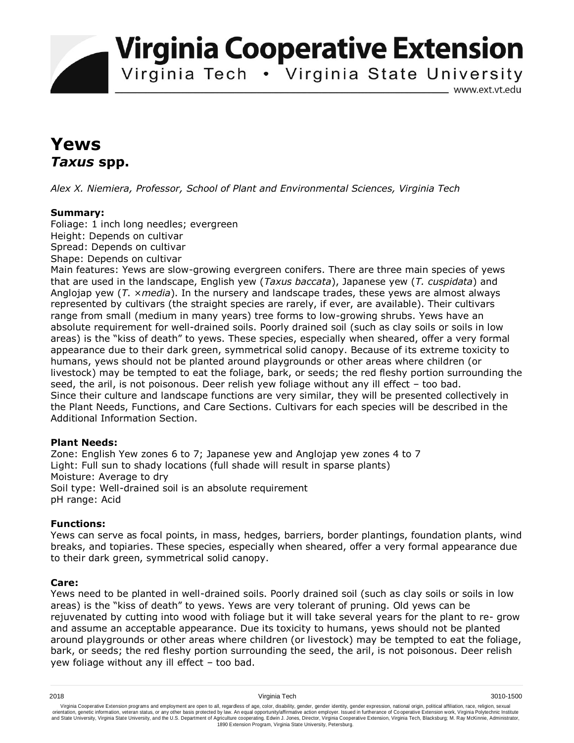# Virginia Cooperative Extension

Virginia Tech • Virginia State University

www.ext.vt.edu

# Yews
## *Taxus* spp.

*Alex X. Niemiera, Professor, School of Plant and Environmental Sciences, Virginia Tech*

**Summary:**

Foliage: 1 inch long needles; evergreen
Height: Depends on cultivar
Spread: Depends on cultivar
Shape: Depends on cultivar
Main features: Yews are slow-growing evergreen conifers. There are three main species of yews that are used in the landscape, English yew (*Taxus baccata*), Japanese yew (*T. cuspidata*) and Anglojap yew (*T.* ×*media*). In the nursery and landscape trades, these yews are almost always represented by cultivars (the straight species are rarely, if ever, are available). Their cultivars range from small (medium in many years) tree forms to low-growing shrubs. Yews have an absolute requirement for well-drained soils. Poorly drained soil (such as clay soils or soils in low areas) is the "kiss of death" to yews. These species, especially when sheared, offer a very formal appearance due to their dark green, symmetrical solid canopy. Because of its extreme toxicity to humans, yews should not be planted around playgrounds or other areas where children (or livestock) may be tempted to eat the foliage, bark, or seeds; the red fleshy portion surrounding the seed, the aril, is not poisonous. Deer relish yew foliage without any ill effect – too bad.
Since their culture and landscape functions are very similar, they will be presented collectively in the Plant Needs, Functions, and Care Sections. Cultivars for each species will be described in the Additional Information Section.

**Plant Needs:**

Zone: English Yew zones 6 to 7; Japanese yew and Anglojap yew zones 4 to 7
Light: Full sun to shady locations (full shade will result in sparse plants)
Moisture: Average to dry
Soil type: Well-drained soil is an absolute requirement
pH range: Acid

**Functions:**

Yews can serve as focal points, in mass, hedges, barriers, border plantings, foundation plants, wind breaks, and topiaries. These species, especially when sheared, offer a very formal appearance due to their dark green, symmetrical solid canopy.

**Care:**

Yews need to be planted in well-drained soils. Poorly drained soil (such as clay soils or soils in low areas) is the "kiss of death" to yews. Yews are very tolerant of pruning. Old yews can be rejuvenated by cutting into wood with foliage but it will take several years for the plant to re- grow and assume an acceptable appearance. Due its toxicity to humans, yews should not be planted around playgrounds or other areas where children (or livestock) may be tempted to eat the foliage, bark, or seeds; the red fleshy portion surrounding the seed, the aril, is not poisonous. Deer relish yew foliage without any ill effect – too bad.

2018 Virginia Tech 3010-1500

Virginia Cooperative Extension programs and employment are open to all, regardless of age, color, disability, gender, gender identity, gender expression, national origin, political affiliation, race, religion, sexual orientation, genetic information, veteran status, or any other basis protected by law. An equal opportunity/affirmative action employer. Issued in furtherance of Cooperative Extension work, Virginia Polytechnic Institute and State University, Virginia State University, and the U.S. Department of Agriculture cooperating. Edwin J. Jones, Director, Virginia Cooperative Extension, Virginia Tech, Blacksburg; M. Ray McKinnie, Administrator, 1890 Extension Program, Virginia State University, Petersburg.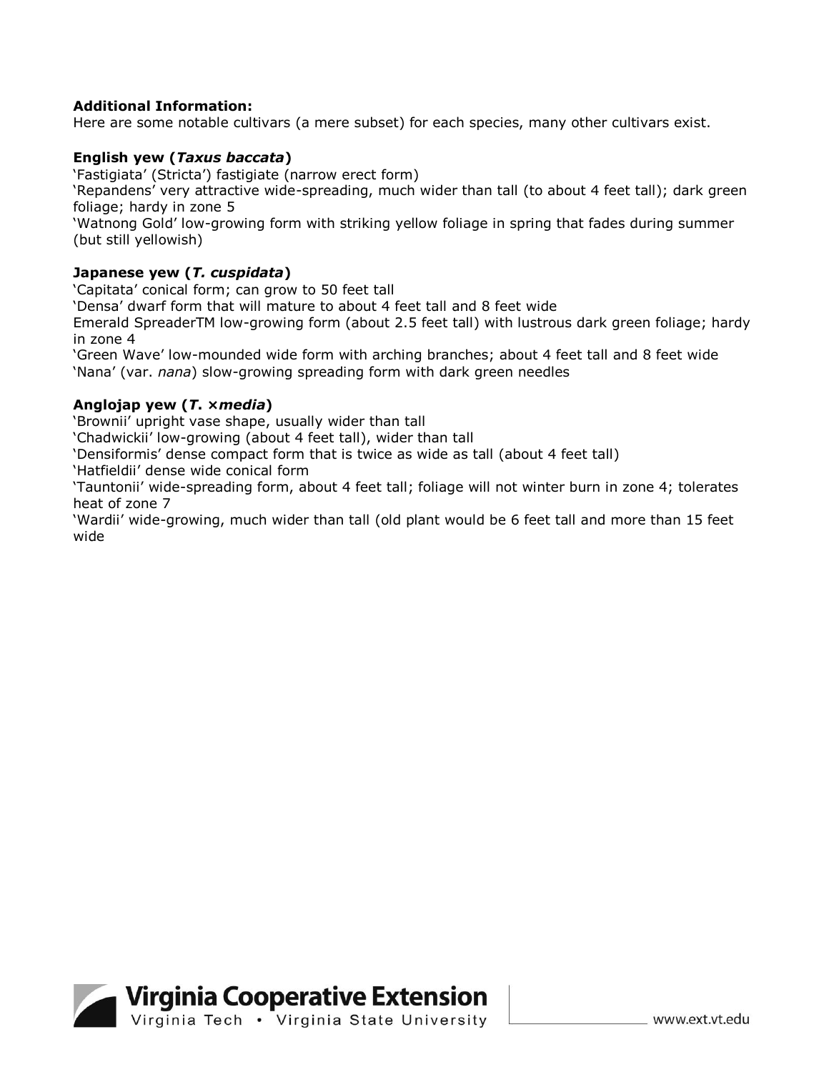**Additional Information:**
Here are some notable cultivars (a mere subset) for each species, many other cultivars exist.

**English yew (*Taxus baccata*)**
'Fastigiata' (Stricta') fastigiate (narrow erect form)
'Repandens' very attractive wide-spreading, much wider than tall (to about 4 feet tall); dark green foliage; hardy in zone 5
'Watnong Gold' low-growing form with striking yellow foliage in spring that fades during summer (but still yellowish)

**Japanese yew (*T. cuspidata*)**
'Capitata' conical form; can grow to 50 feet tall
'Densa' dwarf form that will mature to about 4 feet tall and 8 feet wide
Emerald SpreaderTM low-growing form (about 2.5 feet tall) with lustrous dark green foliage; hardy in zone 4
'Green Wave' low-mounded wide form with arching branches; about 4 feet tall and 8 feet wide
'Nana' (var. *nana*) slow-growing spreading form with dark green needles

**Anglojap yew (*T.* ×*media*)**
'Brownii' upright vase shape, usually wider than tall
'Chadwickii' low-growing (about 4 feet tall), wider than tall
'Densiformis' dense compact form that is twice as wide as tall (about 4 feet tall)
'Hatfieldii' dense wide conical form
'Tauntonii' wide-spreading form, about 4 feet tall; foliage will not winter burn in zone 4; tolerates heat of zone 7
'Wardii' wide-growing, much wider than tall (old plant would be 6 feet tall and more than 15 feet wide